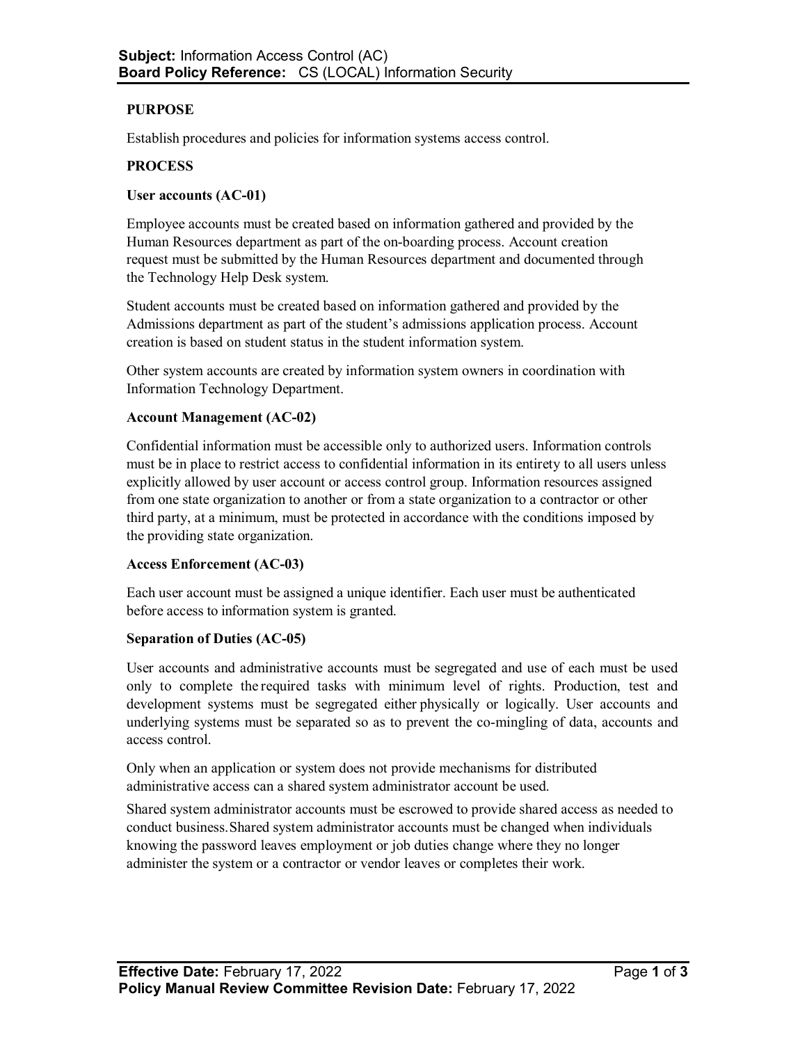**Subject:** Information Access Control (AC)
**Board Policy Reference:** CS (LOCAL) Information Security

## PURPOSE

Establish procedures and policies for information systems access control.

## PROCESS

### User accounts (AC-01)

Employee accounts must be created based on information gathered and provided by the Human Resources department as part of the on-boarding process. Account creation request must be submitted by the Human Resources department and documented through the Technology Help Desk system.

Student accounts must be created based on information gathered and provided by the Admissions department as part of the student's admissions application process. Account creation is based on student status in the student information system.

Other system accounts are created by information system owners in coordination with Information Technology Department.

### Account Management (AC-02)

Confidential information must be accessible only to authorized users. Information controls must be in place to restrict access to confidential information in its entirety to all users unless explicitly allowed by user account or access control group. Information resources assigned from one state organization to another or from a state organization to a contractor or other third party, at a minimum, must be protected in accordance with the conditions imposed by the providing state organization.

### Access Enforcement (AC-03)

Each user account must be assigned a unique identifier. Each user must be authenticated before access to information system is granted.

### Separation of Duties (AC-05)

User accounts and administrative accounts must be segregated and use of each must be used only to complete the required tasks with minimum level of rights. Production, test and development systems must be segregated either physically or logically. User accounts and underlying systems must be separated so as to prevent the co-mingling of data, accounts and access control.

Only when an application or system does not provide mechanisms for distributed administrative access can a shared system administrator account be used.

Shared system administrator accounts must be escrowed to provide shared access as needed to conduct business. Shared system administrator accounts must be changed when individuals knowing the password leaves employment or job duties change where they no longer administer the system or a contractor or vendor leaves or completes their work.

**Effective Date:** February 17, 2022
**Policy Manual Review Committee Revision Date:** February 17, 2022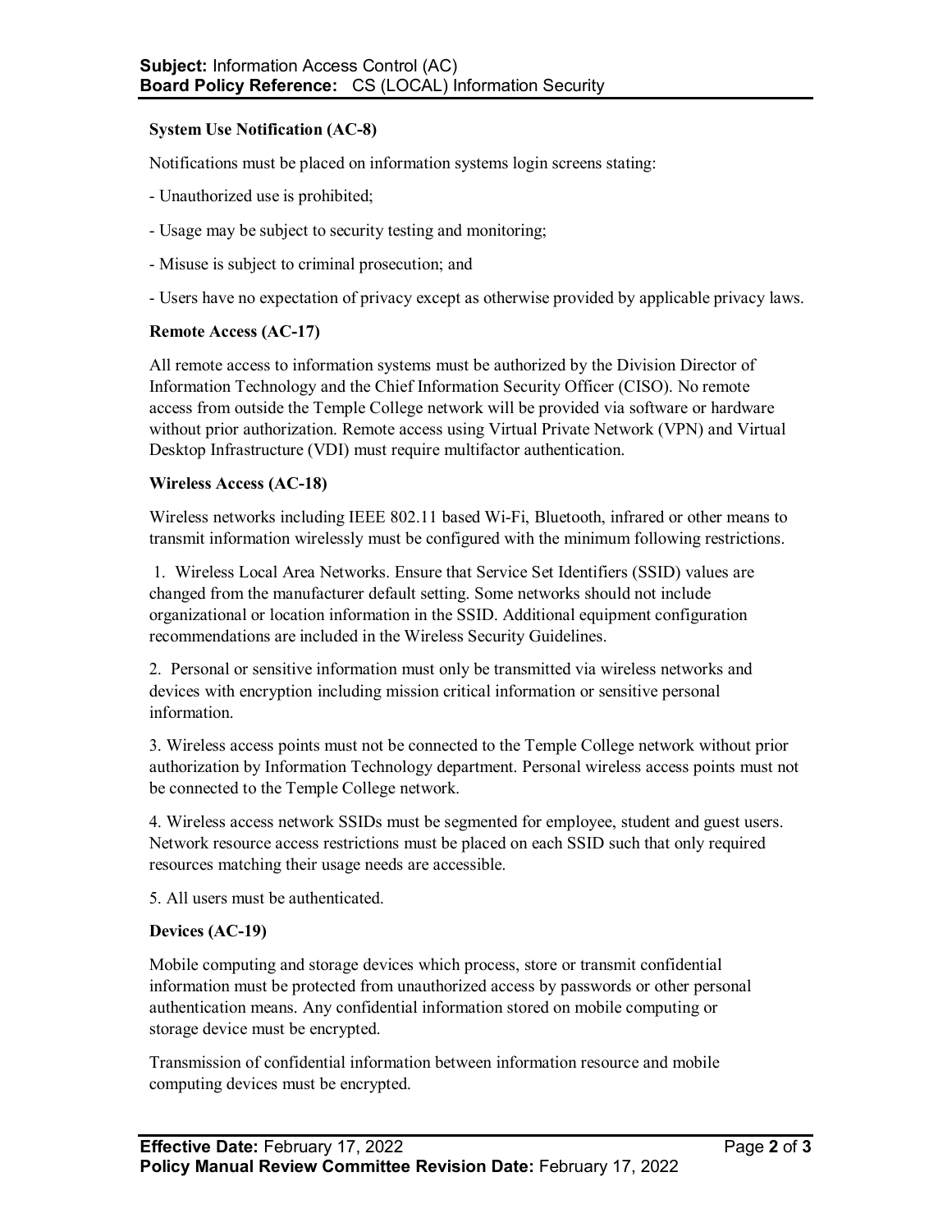**System Use Notification (AC-8)**

Notifications must be placed on information systems login screens stating:

- Unauthorized use is prohibited;

- Usage may be subject to security testing and monitoring;

- Misuse is subject to criminal prosecution; and

- Users have no expectation of privacy except as otherwise provided by applicable privacy laws.

**Remote Access (AC-17)**

All remote access to information systems must be authorized by the Division Director of Information Technology and the Chief Information Security Officer (CISO). No remote access from outside the Temple College network will be provided via software or hardware without prior authorization. Remote access using Virtual Private Network (VPN) and Virtual Desktop Infrastructure (VDI) must require multifactor authentication.

**Wireless Access (AC-18)**

Wireless networks including IEEE 802.11 based Wi-Fi, Bluetooth, infrared or other means to transmit information wirelessly must be configured with the minimum following restrictions.

1. Wireless Local Area Networks. Ensure that Service Set Identifiers (SSID) values are changed from the manufacturer default setting. Some networks should not include organizational or location information in the SSID. Additional equipment configuration recommendations are included in the Wireless Security Guidelines.

2. Personal or sensitive information must only be transmitted via wireless networks and devices with encryption including mission critical information or sensitive personal information.

3. Wireless access points must not be connected to the Temple College network without prior authorization by Information Technology department. Personal wireless access points must not be connected to the Temple College network.

4. Wireless access network SSIDs must be segmented for employee, student and guest users. Network resource access restrictions must be placed on each SSID such that only required resources matching their usage needs are accessible.

5. All users must be authenticated.

**Devices (AC-19)**

Mobile computing and storage devices which process, store or transmit confidential information must be protected from unauthorized access by passwords or other personal authentication means. Any confidential information stored on mobile computing or storage device must be encrypted.

Transmission of confidential information between information resource and mobile computing devices must be encrypted.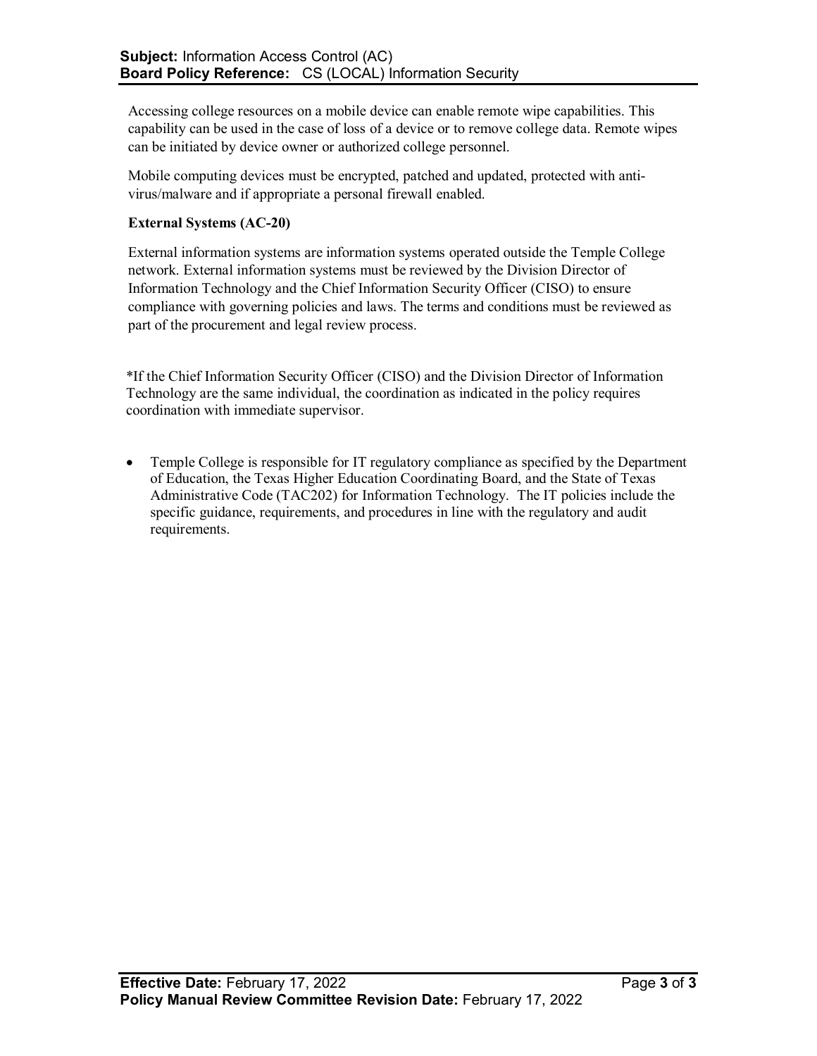Accessing college resources on a mobile device can enable remote wipe capabilities. This capability can be used in the case of loss of a device or to remove college data. Remote wipes can be initiated by device owner or authorized college personnel.

Mobile computing devices must be encrypted, patched and updated, protected with anti-virus/malware and if appropriate a personal firewall enabled.

**External Systems (AC-20)**

External information systems are information systems operated outside the Temple College network. External information systems must be reviewed by the Division Director of Information Technology and the Chief Information Security Officer (CISO) to ensure compliance with governing policies and laws. The terms and conditions must be reviewed as part of the procurement and legal review process.

*If the Chief Information Security Officer (CISO) and the Division Director of Information Technology are the same individual, the coordination as indicated in the policy requires coordination with immediate supervisor.

- Temple College is responsible for IT regulatory compliance as specified by the Department of Education, the Texas Higher Education Coordinating Board, and the State of Texas Administrative Code (TAC202) for Information Technology. The IT policies include the specific guidance, requirements, and procedures in line with the regulatory and audit requirements.